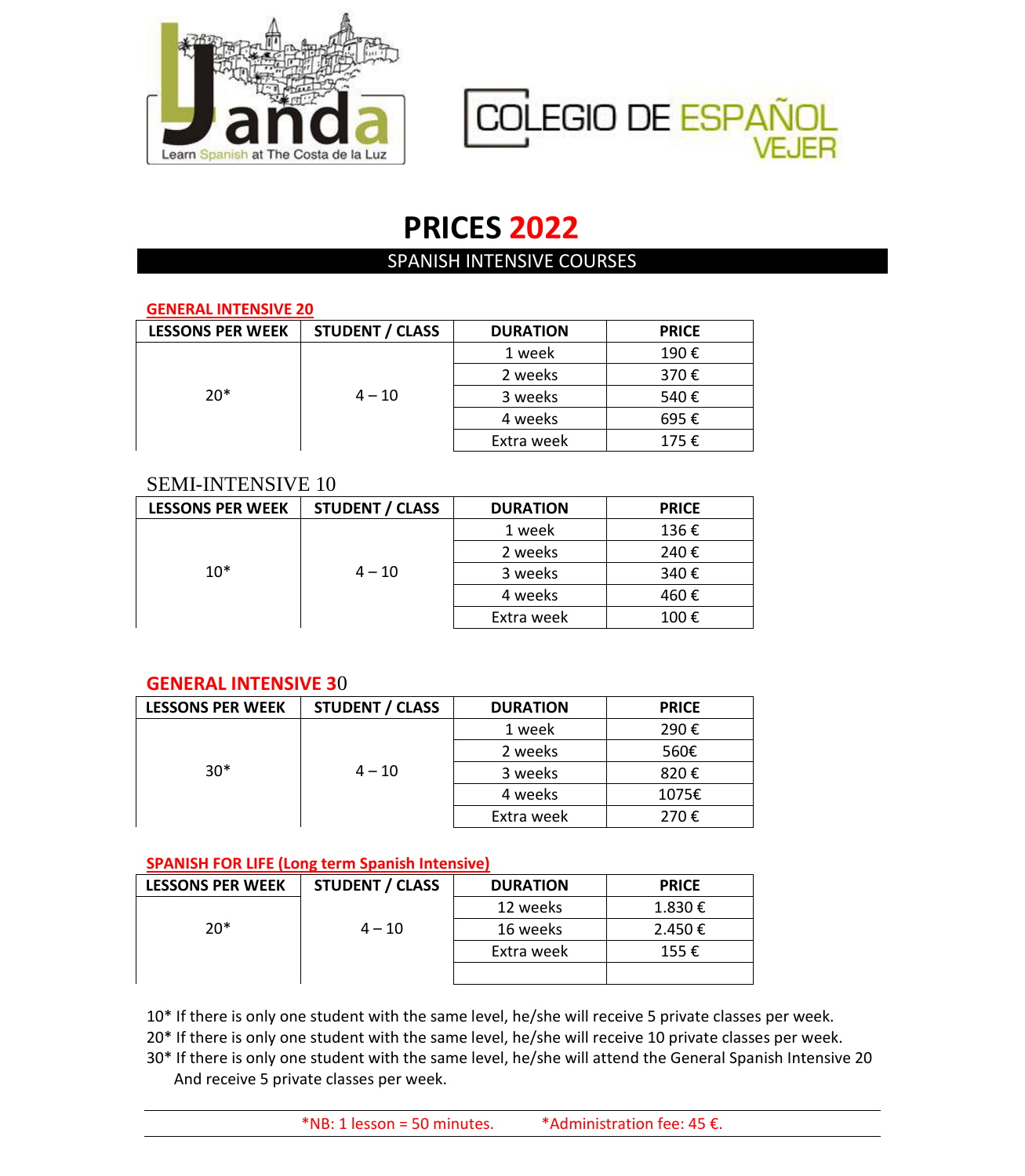Janda — Learn Spanish at The Costa de la Luz

COLEGIO DE ESPAÑOL VEJER

# PRICES 2022

## SPANISH INTENSIVE COURSES

### GENERAL INTENSIVE 20

| LESSONS PER WEEK | STUDENT / CLASS | DURATION | PRICE |
|---|---|---|---|
| 20* | 4 – 10 | 1 week | 190 € |
| | | 2 weeks | 370 € |
| | | 3 weeks | 540 € |
| | | 4 weeks | 695 € |
| | | Extra week | 175 € |

### SEMI-INTENSIVE 10

| LESSONS PER WEEK | STUDENT / CLASS | DURATION | PRICE |
|---|---|---|---|
| 10* | 4 – 10 | 1 week | 136 € |
| | | 2 weeks | 240 € |
| | | 3 weeks | 340 € |
| | | 4 weeks | 460 € |
| | | Extra week | 100 € |

### GENERAL INTENSIVE 30

| LESSONS PER WEEK | STUDENT / CLASS | DURATION | PRICE |
|---|---|---|---|
| 30* | 4 – 10 | 1 week | 290 € |
| | | 2 weeks | 560€ |
| | | 3 weeks | 820 € |
| | | 4 weeks | 1075€ |
| | | Extra week | 270 € |

### SPANISH FOR LIFE (Long term Spanish Intensive)

| LESSONS PER WEEK | STUDENT / CLASS | DURATION | PRICE |
|---|---|---|---|
| 20* | 4 – 10 | 12 weeks | 1.830 € |
| | | 16 weeks | 2.450 € |
| | | Extra week | 155 € |
| | | | |

10* If there is only one student with the same level, he/she will receive 5 private classes per week.
20* If there is only one student with the same level, he/she will receive 10 private classes per week.
30* If there is only one student with the same level, he/she will attend the General Spanish Intensive 20 And receive 5 private classes per week.

*NB: 1 lesson = 50 minutes. *Administration fee: 45 €.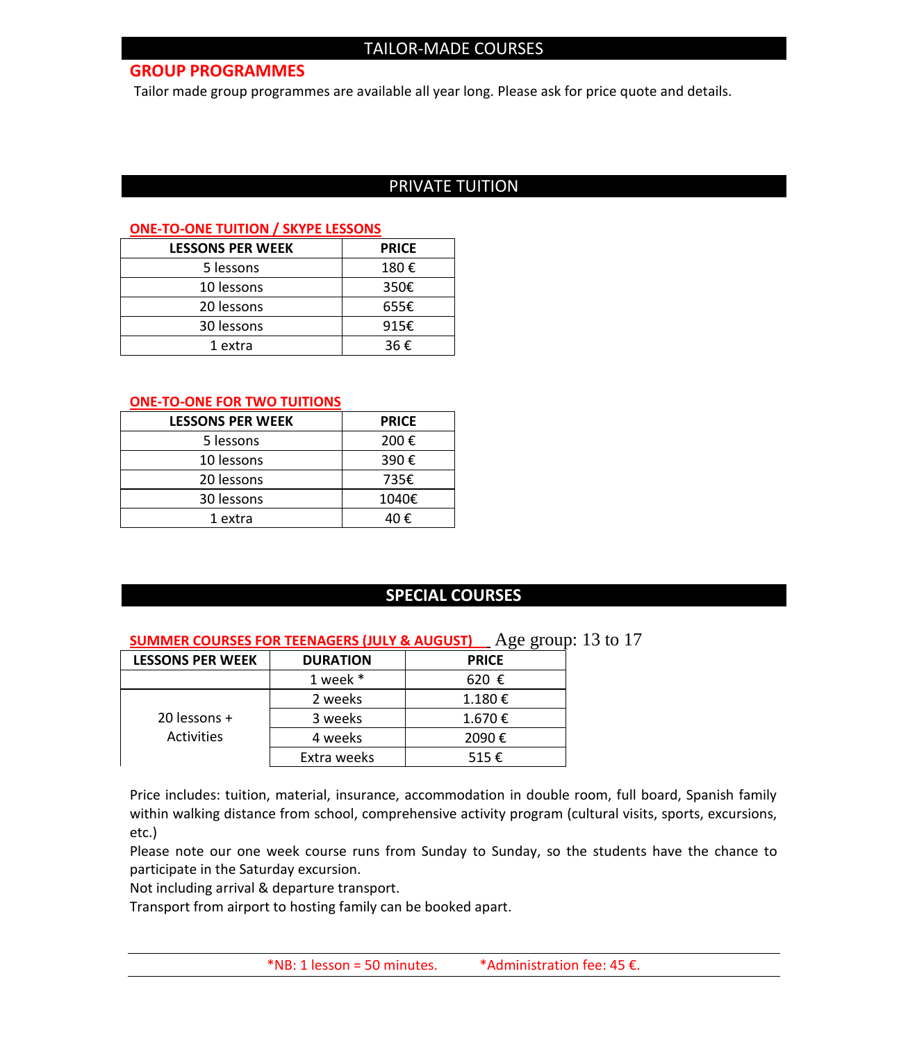# TAILOR-MADE COURSES

## GROUP PROGRAMMES

Tailor made group programmes are available all year long. Please ask for price quote and details.

# PRIVATE TUITION

## ONE-TO-ONE TUITION / SKYPE LESSONS

| LESSONS PER WEEK | PRICE |
|---|---|
| 5 lessons | 180 € |
| 10 lessons | 350€ |
| 20 lessons | 655€ |
| 30 lessons | 915€ |
| 1 extra | 36 € |

## ONE-TO-ONE FOR TWO TUITIONS

| LESSONS PER WEEK | PRICE |
|---|---|
| 5 lessons | 200 € |
| 10 lessons | 390 € |
| 20 lessons | 735€ |
| 30 lessons | 1040€ |
| 1 extra | 40 € |

# SPECIAL COURSES

## SUMMER COURSES FOR TEENAGERS (JULY & AUGUST)

Age group: 13 to 17

| LESSONS PER WEEK | DURATION | PRICE |
|---|---|---|
| | 1 week * | 620 € |
| 20 lessons + Activities | 2 weeks | 1.180 € |
| | 3 weeks | 1.670 € |
| | 4 weeks | 2090 € |
| | Extra weeks | 515 € |

Price includes: tuition, material, insurance, accommodation in double room, full board, Spanish family within walking distance from school, comprehensive activity program (cultural visits, sports, excursions, etc.)

Please note our one week course runs from Sunday to Sunday, so the students have the chance to participate in the Saturday excursion.

Not including arrival & departure transport.

Transport from airport to hosting family can be booked apart.

*NB: 1 lesson = 50 minutes. *Administration fee: 45 €.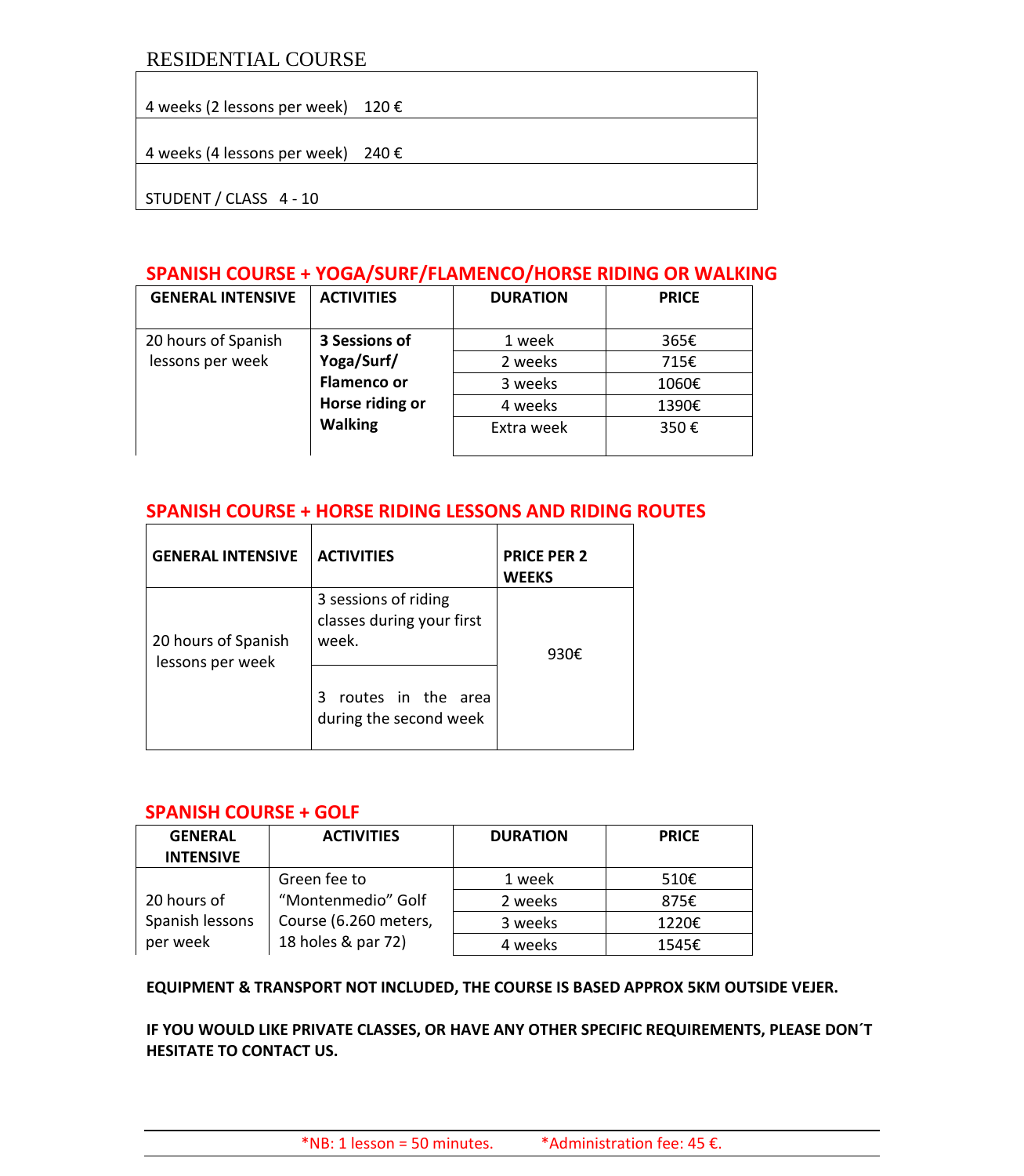## RESIDENTIAL COURSE

| |
|---|
| 4 weeks (2 lessons per week) 120 € |
| 4 weeks (4 lessons per week) 240 € |
| STUDENT / CLASS 4 - 10 |

## SPANISH COURSE + YOGA/SURF/FLAMENCO/HORSE RIDING OR WALKING

| GENERAL INTENSIVE | ACTIVITIES | DURATION | PRICE |
|---|---|---|---|
| 20 hours of Spanish lessons per week | **3 Sessions of Yoga/Surf/ Flamenco or Horse riding or Walking** | 1 week | 365€ |
| | | 2 weeks | 715€ |
| | | 3 weeks | 1060€ |
| | | 4 weeks | 1390€ |
| | | Extra week | 350 € |

## SPANISH COURSE + HORSE RIDING LESSONS AND RIDING ROUTES

| GENERAL INTENSIVE | ACTIVITIES | PRICE PER 2 WEEKS |
|---|---|---|
| 20 hours of Spanish lessons per week | 3 sessions of riding classes during your first week. | 930€ |
| | 3 routes in the area during the second week | |

## SPANISH COURSE + GOLF

| GENERAL INTENSIVE | ACTIVITIES | DURATION | PRICE |
|---|---|---|---|
| 20 hours of Spanish lessons per week | Green fee to "Montenmedio" Golf Course (6.260 meters, 18 holes & par 72) | 1 week | 510€ |
| | | 2 weeks | 875€ |
| | | 3 weeks | 1220€ |
| | | 4 weeks | 1545€ |

**EQUIPMENT & TRANSPORT NOT INCLUDED, THE COURSE IS BASED APPROX 5KM OUTSIDE VEJER.**

**IF YOU WOULD LIKE PRIVATE CLASSES, OR HAVE ANY OTHER SPECIFIC REQUIREMENTS, PLEASE DON´T HESITATE TO CONTACT US.**

*NB: 1 lesson = 50 minutes. *Administration fee: 45 €.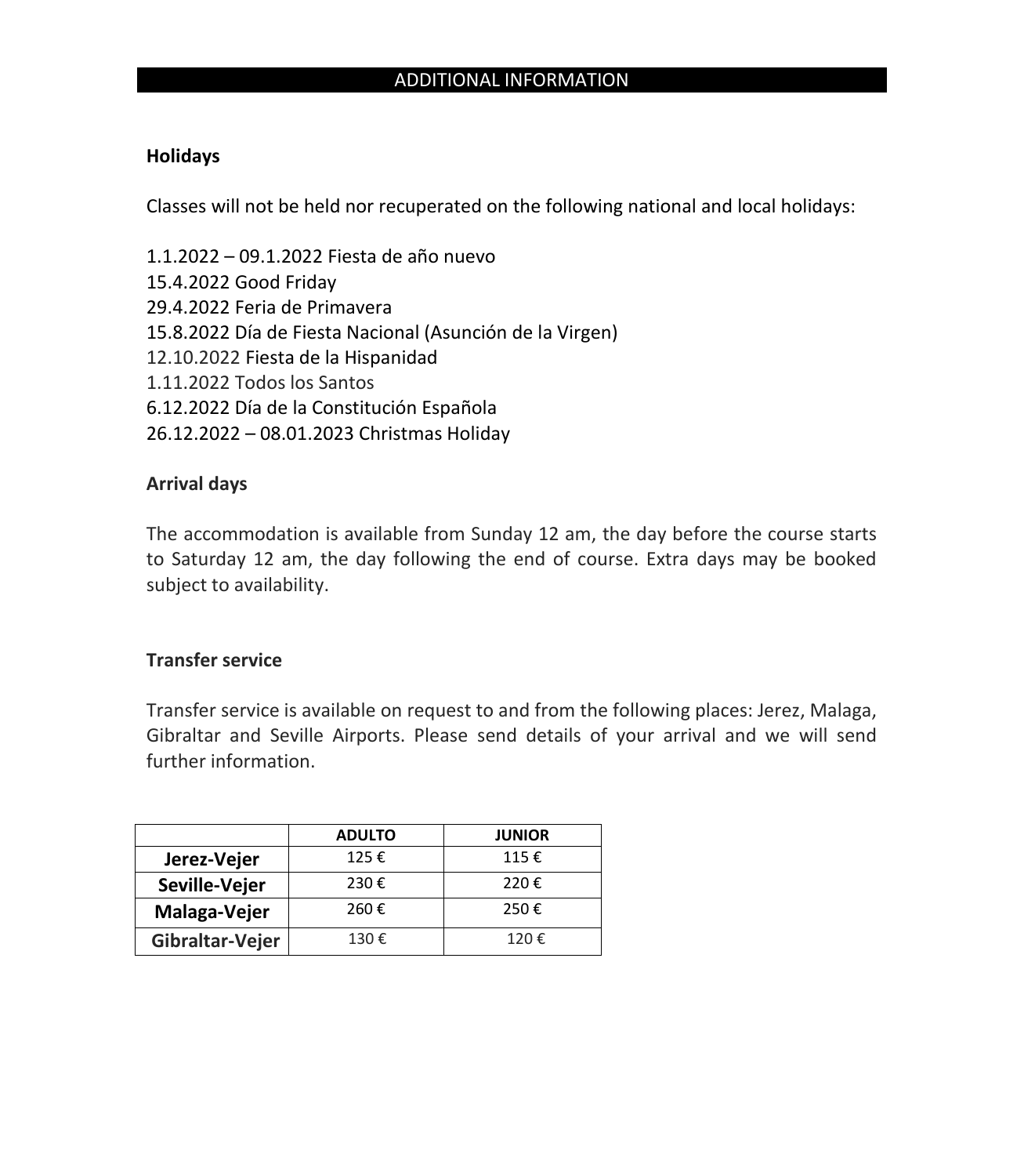# ADDITIONAL INFORMATION

**Holidays**

Classes will not be held nor recuperated on the following national and local holidays:

1.1.2022 – 09.1.2022 Fiesta de año nuevo
15.4.2022 Good Friday
29.4.2022 Feria de Primavera
15.8.2022 Día de Fiesta Nacional (Asunción de la Virgen)
12.10.2022 Fiesta de la Hispanidad
1.11.2022 Todos los Santos
6.12.2022 Día de la Constitución Española
26.12.2022 – 08.01.2023 Christmas Holiday

**Arrival days**

The accommodation is available from Sunday 12 am, the day before the course starts to Saturday 12 am, the day following the end of course. Extra days may be booked subject to availability.

**Transfer service**

Transfer service is available on request to and from the following places: Jerez, Malaga, Gibraltar and Seville Airports. Please send details of your arrival and we will send further information.

| | ADULTO | JUNIOR |
|---|---|---|
| **Jerez-Vejer** | 125 € | 115 € |
| **Seville-Vejer** | 230 € | 220 € |
| **Malaga-Vejer** | 260 € | 250 € |
| **Gibraltar-Vejer** | 130 € | 120 € |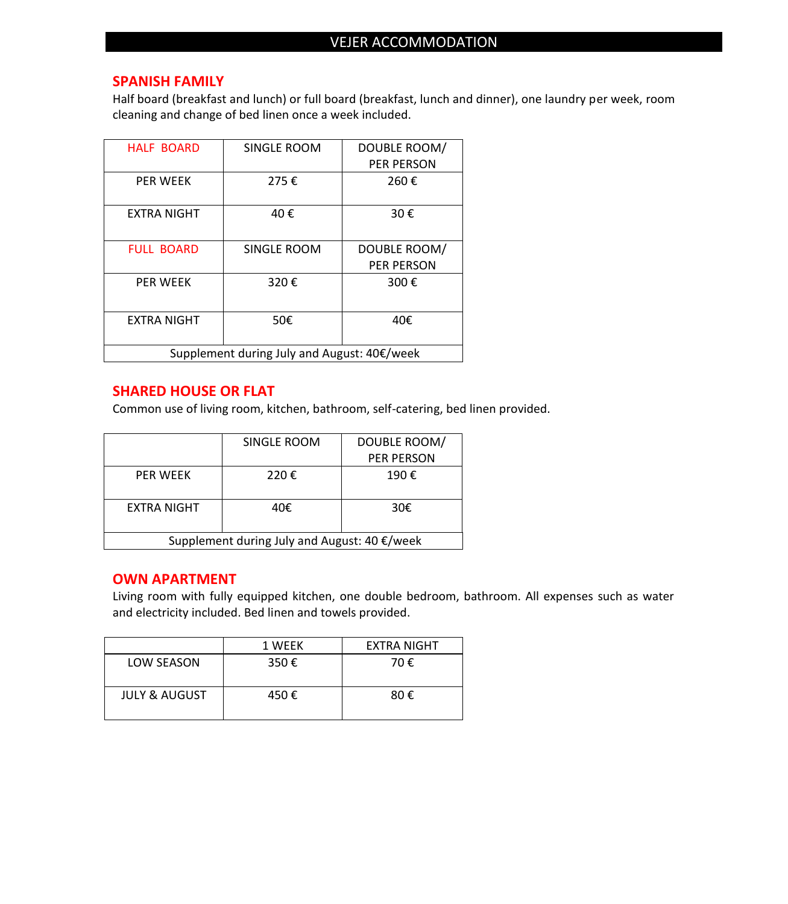# VEJER ACCOMMODATION

## SPANISH FAMILY

Half board (breakfast and lunch) or full board (breakfast, lunch and dinner), one laundry per week, room cleaning and change of bed linen once a week included.

| HALF BOARD | SINGLE ROOM | DOUBLE ROOM/ PER PERSON |
|---|---|---|
| PER WEEK | 275 € | 260 € |
| EXTRA NIGHT | 40 € | 30 € |
| FULL BOARD | SINGLE ROOM | DOUBLE ROOM/ PER PERSON |
| PER WEEK | 320 € | 300 € |
| EXTRA NIGHT | 50€ | 40€ |
| Supplement during July and August: 40€/week | | |

## SHARED HOUSE OR FLAT

Common use of living room, kitchen, bathroom, self-catering, bed linen provided.

| | SINGLE ROOM | DOUBLE ROOM/ PER PERSON |
|---|---|---|
| PER WEEK | 220 € | 190 € |
| EXTRA NIGHT | 40€ | 30€ |
| Supplement during July and August: 40 €/week | | |

## OWN APARTMENT

Living room with fully equipped kitchen, one double bedroom, bathroom. All expenses such as water and electricity included. Bed linen and towels provided.

| | 1 WEEK | EXTRA NIGHT |
|---|---|---|
| LOW SEASON | 350 € | 70 € |
| JULY & AUGUST | 450 € | 80 € |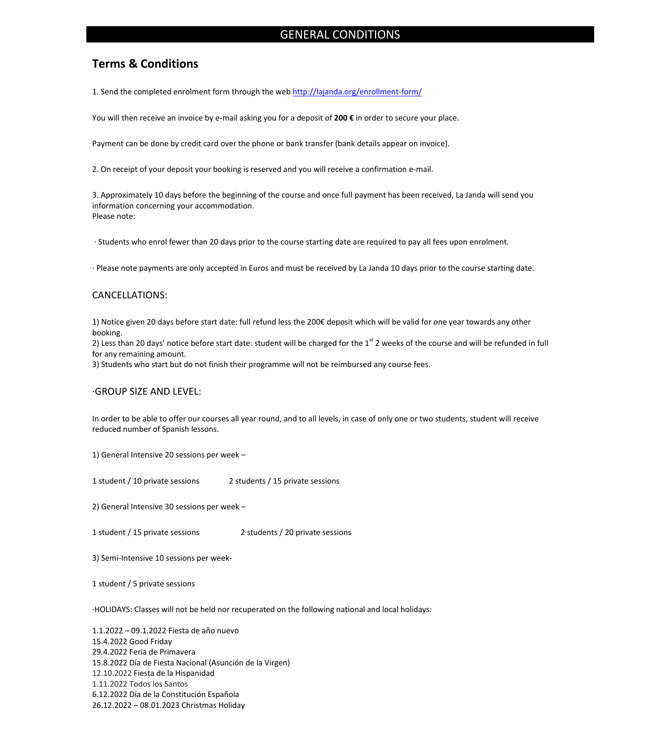# GENERAL CONDITIONS

## Terms & Conditions

1. Send the completed enrolment form through the web [http://lajanda.org/enrollment-form/](http://lajanda.org/enrollment-form/)

You will then receive an invoice by e-mail asking you for a deposit of **200 €** in order to secure your place.

Payment can be done by credit card over the phone or bank transfer (bank details appear on invoice).

2. On receipt of your deposit your booking is reserved and you will receive a confirmation e-mail.

3. Approximately 10 days before the beginning of the course and once full payment has been received, La Janda will send you information concerning your accommodation.

Please note:

· Students who enrol fewer than 20 days prior to the course starting date are required to pay all fees upon enrolment.

· Please note payments are only accepted in Euros and must be received by La Janda 10 days prior to the course starting date.

### CANCELLATIONS:

1) Notice given 20 days before start date: full refund less the 200€ deposit which will be valid for one year towards any other booking.
2) Less than 20 days' notice before start date: student will be charged for the 1st 2 weeks of the course and will be refunded in full for any remaining amount.
3) Students who start but do not finish their programme will not be reimbursed any course fees.

### ·GROUP SIZE AND LEVEL:

In order to be able to offer our courses all year round, and to all levels, in case of only one or two students, student will receive reduced number of Spanish lessons.

1) General Intensive 20 sessions per week –

1 student / 10 private sessions     2 students / 15 private sessions

2) General Intensive 30 sessions per week –

1 student / 15 private sessions     2 students / 20 private sessions

3) Semi-Intensive 10 sessions per week-

1 student / 5 private sessions

·HOLIDAYS: Classes will not be held nor recuperated on the following national and local holidays:

1.1.2022 – 09.1.2022 Fiesta de año nuevo
15.4.2022 Good Friday
29.4.2022 Feria de Primavera
15.8.2022 Día de Fiesta Nacional (Asunción de la Virgen)
12.10.2022 Fiesta de la Hispanidad
1.11.2022 Todos los Santos
6.12.2022 Día de la Constitución Española
26.12.2022 – 08.01.2023 Christmas Holiday